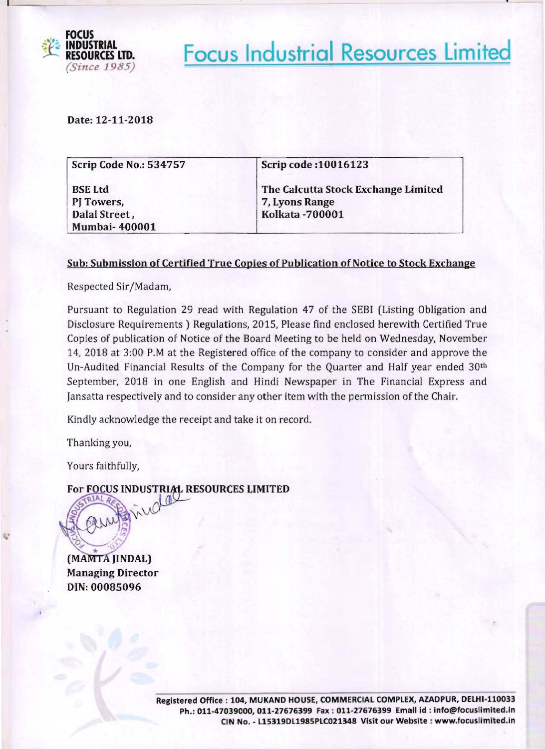**FOCUS INDUSTRIAL RESOURCES LTD.**
*(Since 1985)*

# Focus Industrial Resources Limited

**Date: 12-11-2018**

| Scrip Code No.: 534757 | Scrip code :10016123 |
|---|---|
| **BSE Ltd**<br>**PJ Towers,**<br>**Dalal Street ,**<br>**Mumbai- 400001** | **The Calcutta Stock Exchange Limited**<br>**7, Lyons Range**<br>**Kolkata -700001** |

**Sub: Submission of Certified True Copies of Publication of Notice to Stock Exchange**

Respected Sir/Madam,

Pursuant to Regulation 29 read with Regulation 47 of the SEBI (Listing Obligation and Disclosure Requirements ) Regulations, 2015, Please find enclosed herewith Certified True Copies of publication of Notice of the Board Meeting to be held on Wednesday, November 14, 2018 at 3:00 P.M at the Registered office of the company to consider and approve the Un-Audited Financial Results of the Company for the Quarter and Half year ended 30th September, 2018 in one English and Hindi Newspaper in The Financial Express and Jansatta respectively and to consider any other item with the permission of the Chair.

Kindly acknowledge the receipt and take it on record.

Thanking you,

Yours faithfully,

**For FOCUS INDUSTRIAL RESOURCES LIMITED**

**(MAMTA JINDAL)**
**Managing Director**
**DIN: 00085096**

**Registered Office : 104, MUKAND HOUSE, COMMERCIAL COMPLEX, AZADPUR, DELHI-110033**
**Ph.: 011-47039000, 011-27676399 Fax : 011-27676399 Email id : info@focuslimited.in**
**CIN No. - L15319DL1985PLC021348 Visit our Website : www.focuslimited.in**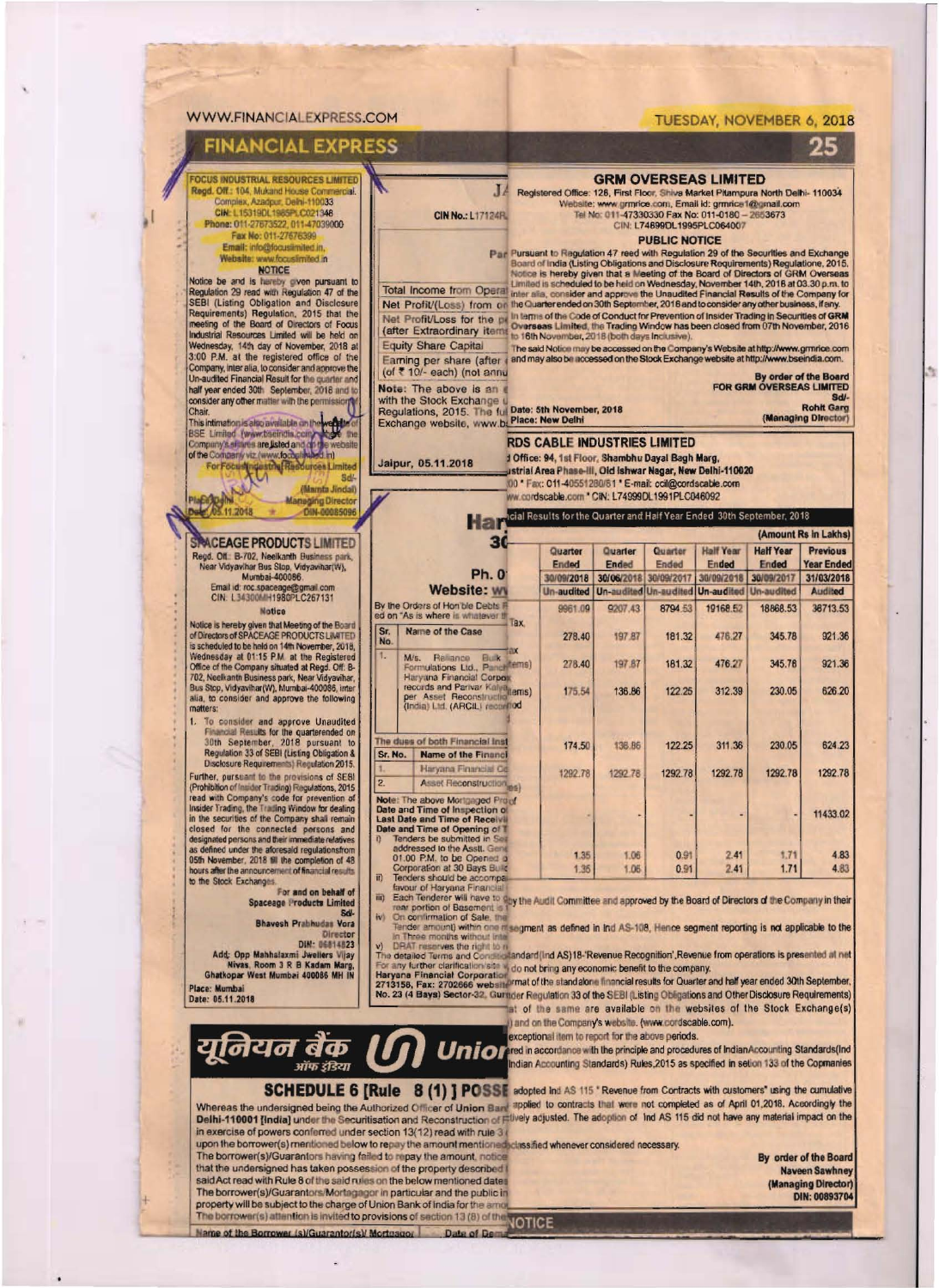**FOCUS INDUSTRIAL RESOURCES LIMITED**
Regd. Off.: 104, Mukand House Commercial Complex, Azadpur, Delhi-110033
CIN: L15319DL1985PLC021348
Phone: 011-27673522, 011-47039000
Fax No: 011-27676399
Email: info@focuslimited.in,
Website: www.focuslimited.in

**NOTICE**

Notice be and is hereby given pursuant to Regulation 29 read with Regulation 47 of the SEBI (Listing Obligation and Disclosure Requirements) Regulation, 2015 that the meeting of the Board of Directors of Focus Industrial Resources Limited will be held on Wednesday, 14th day of November, 2018 at 3:00 P.M. at the registered office of the Company, inter alia, to consider and approve the Un-audited Financial Result for the quarter and half year ended 30th September, 2018 and to consider any other matter with the permission of Chair.

This intimation is also available on the website of BSE Limited (www.bseindia.com) where the Company's shares are listed and on the website of the Company viz.(www.focuslimited.in)

For Focus Industrial Resources Limited
Sd/-
(Mamta Jindal)
Managing Director
DIN-00085096

Place: Delhi
Date: 05.11.2018

---

**SPACEAGE PRODUCTS LIMITED**
Regd. Off.: B-702, Neelkanth Business park, Near Vidyavihar Bus Stop, Vidyavihar(W), Mumbai-400086.
Email id: roc.spaceage@gmail.com
CIN: L34300MH1980PLC267131

**Notice**

Notice is hereby given that Meeting of the Board of Directors of SPACEAGE PRODUCTS LIMITED is scheduled to be held on 14th November, 2018, Wednesday at 01:15 P.M. at the Registered Office of the Company situated at Regd. Off: B-702, Neelkanth Business park, Near Vidyavihar, Bus Stop, Vidyavihar(W), Mumbai-400086, inter alia, to consider and approve the following matters:

1. To consider and approve Unaudited Financial Results for the quarterended on 30th September, 2018 pursuant to Regulation 33 of SEBI (Listing Obligation & Disclosure Requirements) Regulation 2015.

Further, pursuant to the provisions of SEBI (Prohibition of Insider Trading) Regulations, 2015 read with Company's code for prevention of Insider Trading, the Trading Window for dealing in the securities of the Company shall remain closed for the connected persons and designated persons and their immediate relatives as defined under the aforesaid regulationsfrom 05th November, 2018 till the completion of 48 hours after the announcement of financial results to the Stock Exchanges.

For and on behalf of
Spaceage Products Limited
Sd/-
Bhavesh Prabhudas Vora
Director
DIN: 06814823

Add: Opp Mahhalaxmi Jwellers Vijay Nivas, Room 3 R B Kadam Marg, Ghatkopar West Mumbai 400086 MH IN
Place: Mumbai
Date: 05.11.2018

---

**GRM OVERSEAS LIMITED**
Registered Office: 128, First Floor, Shiva Market Pitampura North Delhi- 110034
Website: www.grmrice.com, Email id: grmrice1@gmail.com
Tel No: 011-47330330 Fax No: 011-0180 – 2653673
CIN: L74899DL1995PLC064007

**PUBLIC NOTICE**

Pursuant to Regulation 47 reed with Regulation 29 of the Securities and Exchange Board of India (Listing Obligations and Disclosure Requirements) Regulations, 2015, Notice is hereby given that a Meeting of the Board of Directors of GRM Overseas Limited is scheduled to be held on Wednesday, November 14th, 2018 at 03.30 p.m. to inter alia, consider and approve the Unaudited Financial Results of the Company for the Quarter ended on 30th September, 2018 and to consider any other business, if any.

In terms of the Code of Conduct for Prevention of Insider Trading in Securities of GRM Overseas Limited, the Trading Window has been closed from 07th November, 2016 to 16th November, 2018 (both days inclusive).

The said Notice may be accessed on the Company's Website at http://www.grmrice.com and may also be accessed on the Stock Exchange website at http://www.bseindia.com.

By order of the Board
FOR GRM OVERSEAS LIMITED
Sd/-
Rohit Garg
(Managing Director)

Date: 5th November, 2018
Place: New Delhi

---

CIN No.: L17124R...

| Particulars | | | | | | |
|---|---|---|---|---|---|---|
| Total Income from Opera... | | | | | | |
| Net Profit/(Loss) from o... | | | | | | |
| Net Profit/Loss for the p... (after Extraordinary items) | | | | | | |
| Equity Share Capital | | | | | | |
| Earning per share (after ... (of ₹ 10/- each) (not annu... | | | | | | |

Note: The above is an ... with the Stock Exchange u... Regulations, 2015. The ful... Exchange website, www.b...

Jaipur, 05.11.2018

---

**RDS CABLE INDUSTRIES LIMITED**
...d Office: 94, 1st Floor, Shambhu Dayal Bagh Marg, ...ustrial Area Phase-III, Old Ishwar Nagar, New Delhi-110020
...00 * Fax: 011-40551280/81 * E-mail: ccil@cordscable.com
...ww.cordscable.com * CIN: L74999DL1991PLC046092

...ial Results for the Quarter and Half Year Ended 30th September, 2018

(Amount Rs in Lakhs)

| | Quarter Ended | Quarter Ended | Quarter Ended | Half Year Ended | Half Year Ended | Previous Year Ended |
|---|---|---|---|---|---|---|
| | 30/09/2018 | 30/06/2018 | 30/09/2017 | 30/09/2018 | 30/09/2017 | 31/03/2018 |
| | Un-audited | Un-audited | Un-audited | Un-audited | Un-audited | Audited |
| | 9961.09 | 9207.43 | 8794.53 | 19168.52 | 18868.53 | 38713.53 |
| ...Tax... | 278.40 | 197.87 | 181.32 | 476.27 | 345.78 | 921.36 |
| ...tax ...items) | 278.40 | 197.87 | 181.32 | 476.27 | 345.78 | 921.36 |
| ...items) | 175.54 | 136.86 | 122.25 | 312.39 | 230.05 | 626.20 |
| ...iod | | | | | | |
| | 174.50 | 136.86 | 122.25 | 311.36 | 230.05 | 624.23 |
| | 1292.78 | 1292.78 | 1292.78 | 1292.78 | 1292.78 | 1292.78 |
| ...es) | | | | | | |
| ...of | - | - | - | - | - | 11433.02 |
| | 1.35 | 1.06 | 0.91 | 2.41 | 1.71 | 4.83 |
| | 1.35 | 1.06 | 0.91 | 2.41 | 1.71 | 4.83 |

...by the Audit Committee and approved by the Board of Directors of the Company in their ...

...segment as defined in Ind AS-108, Hence segment reporting is not applicable to the ...

...andard (Ind AS) 18-'Revenue Recognition', Revenue from operations is presented at net ... do not bring any economic benefit to the company.

...rmat of the standalone financial results for Quarter and half year ended 30th September, ...der Regulation 33 of the SEBI (Listing Obligations and Other Disclosure Requirements) ...at of the same are available on the websites of the Stock Exchange(s) ...) and on the Company's website. (www.cordscable.com).

...exceptional item to report for the above periods.

...red in accordance with the principle and procedures of Indian Accounting Standards (Ind ... Indian Accounting Standards) Rules, 2015 as specified in setion 133 of the Copmanies ...

...adopted Ind AS 115 " Revenue from Contracts with customers" using the cumulative ... applied to contracts that were not completed as of April 01, 2018. Accordingly the ...tively adjusted. The adoption of Ind AS 115 did not have any material impact on the ...

...classified whenever considered necessary.

By order of the Board
Naveen Sawhney
(Managing Director)
DIN: 00893704

---

**Har...**
**3...**
**Ph. 0...**
**Website: w...**

By the Orders of Hon'ble Debts ... ed on "As is where is whatever th...

| Sr. No. | Name of the Case |
|---|---|
| 1. | M/s. Reliance Bulk Formulations Ltd., Panch... Haryana Financial Corpor... records and Parivar Kalya... per Asset Reconstructio... (India) Ltd. (ARCIL) recor... |

The dues of both Financial Inst...

| Sr. No. | Name of the Financi... |
|---|---|
| 1. | Haryana Financial Co... |
| 2. | Asset Reconstruction... |

Note: The above Mortgaged Pro...
Date and Time of Inspection o...
Last Date and Time of Receivi...
Date and Time of Opening of T...
i) Tenders be submitted in Se... addressed to the Asstt. Gene... 01.00 P.M. to be Opened o... Corporation at 30 Bays Buil...
ii) Tenders should be accompa... favour of Haryana Financial ...
iii) Each Tenderer will have to ... rear portion of Basement is ...
iv) On confirmation of Sale, the ... Tender amount) within one m... in Three months without inte...
v) DRAT reserves the right to r...

The detailed Terms and Conditio... For any further clarification/site v... Haryana Financial Corporation... 2713158, Fax: 2702666 website... No. 23 (4 Bays) Sector-32, Gurn...

---

यूनियन बैंक ऑफ इंडिया **Union...**

## SCHEDULE 6 [Rule 8 (1) ] POSSE...

Whereas the undersigned being the Authorized Officer of Union Ban... Delhi-110001 [India] under the Securitisation and Reconstruction of F... in exercise of powers conferred under section 13(12) read with rule 3 ... upon the borrower(s) mentioned below to repay the amount mentioned... The borrower(s)/Guarantors having failed to repay the amount, notice... that the undersigned has taken possession of the property described ... said Act read with Rule 8 of the said rules on the below mentioned dates... The borrower(s)/Guarantors/Mortgagor in particular and the public in... property will be subject to the charge of Union Bank of India for the amo... The borrower(s) attention is invited to provisions of section 13 (8) of the...

| Name of the Borrower (s)/Guarantor(s)/ Mortgagor | Date of Dem... |
|---|---|

NOTICE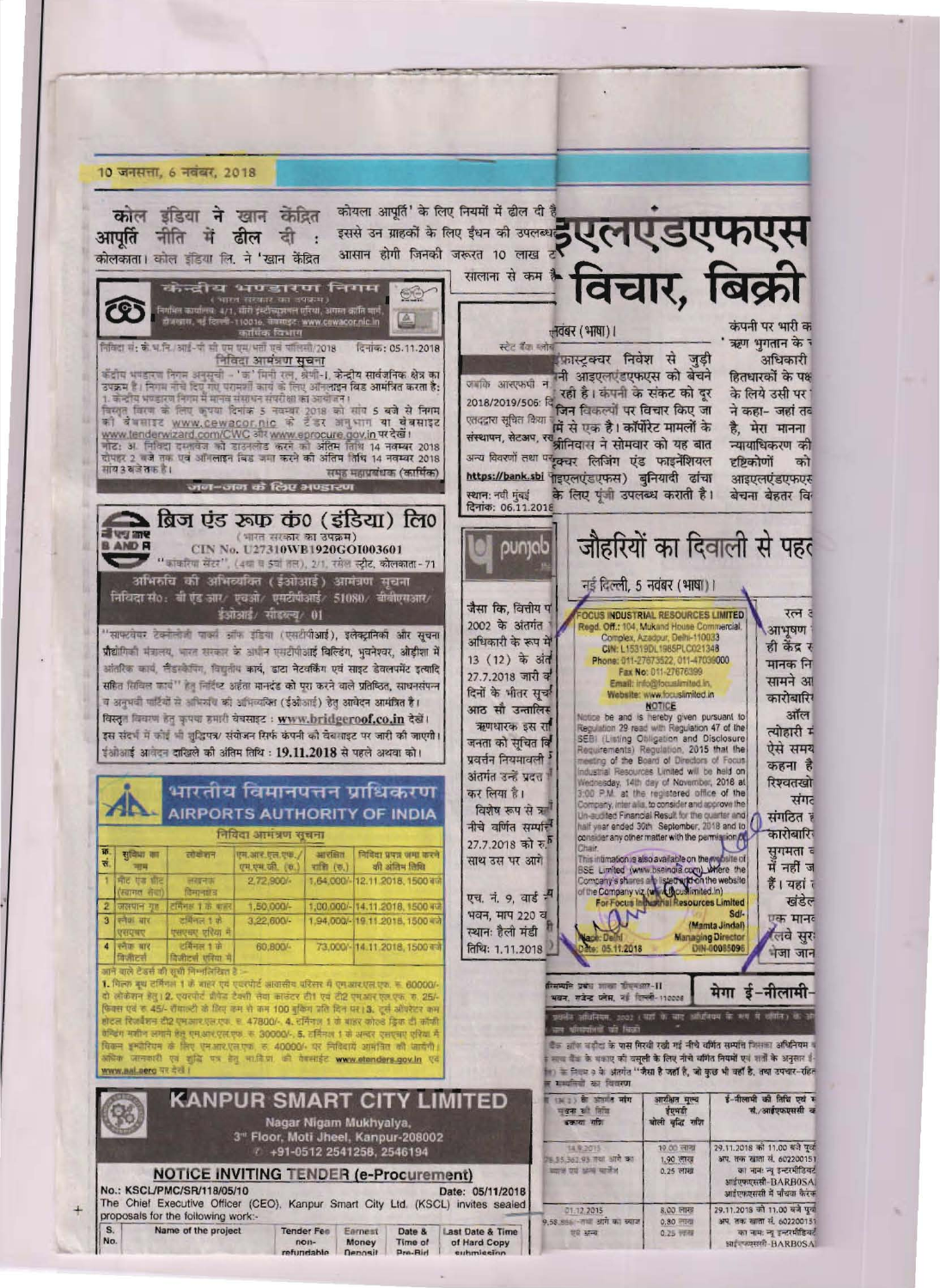## कोल इंडिया ने खान केंद्रित आपूर्ति नीति में ढील दी :

कोलकाता। कोल इंडिया लि. ने 'खान केंद्रित कोयला आपूर्ति' के लिए नियमों में ढील दी है। इससे उन ग्राहकों के लिए ईंधन की उपलब्धता आसान होगी जिनकी जरूरत 10 लाख टन सालाना से कम है।

---

### केन्द्रीय भण्डारण निगम

(भारत सरकार का उपक्रम)

निगमित कार्यालय: 4/1, सीरी इंस्टीट्यूशनल एरिया, अगस्त क्रांति मार्ग, हौजखास, नई दिल्ली-110016. वेबसाइट: www.cewacor.nic.in

कार्मिक विभाग

निविदा सं: के.भ.नि./आई-पी सी एम एम/भर्ती एवं पॉलिसी/2018 दिनांक: 05.11.2018

**निविदा आमंत्रण सूचना**

केंद्रीय भण्डारण निगम अनुसूची - 'क' मिनी रत्न, श्रेणी-I, केन्द्रीय सार्वजनिक क्षेत्र का उपक्रम है। निगम नीचे दिए गए परामर्शी कार्य के लिए ऑनलाइन बिड आमंत्रित करता है:

1. केन्द्रीय भण्डारण निगम में मानव संसाधन संपरीक्षा का आयोजन।

विस्तृत विवरण के लिए कृपया दिनांक 5 नवम्बर 2018 को सांय 5 बजे से निगम की वेबसाइट www.cewacor.nic के टेंडर अनुभाग या वेबसाइट www.tenderwizard.com/CWC और www.eprocure.gov.in पर देखें।

नोट: अ. निविदा दस्तावेज को डाउनलोड करने की अंतिम तिथि 14 नवम्बर 2018 दोपहर 2 बजे तक एवं ऑनलाइन बिड जमा करने की अंतिम तिथि 14 नवम्बर 2018 सांय 3 बजे तक है।

समूह महाप्रबंधक (कार्मिक)

जन-जन के लिए भण्डारण

---

### ब्रिज एंड रूफ कं० (इंडिया) लि०

(भारत सरकार का उपक्रम)

CIN No. U27310WB1920GOI003601

"कांकरिया सेंटर", (4था व 5वां तल), 2/1, रसेल स्ट्रीट, कोलकाता - 71

**अभिरुचि की अभिव्यक्ति (ईओआई) आमंत्रण सूचना**

निविदा सं०: बी एंड आर/ एचओ/ एसटीपीआई/ 51080/ बीबीएसआर/ ईओआई/ सीडब्ल्यू/ 01

"सॉफ्टवेयर टेक्नोलॉजी पार्क्स ऑफ इंडिया (एसटीपीआई), इलेक्ट्रानिकी और सूचना प्रौद्योगिकी मंत्रालय, भारत सरकार के अधीन एसटीपीआई बिल्डिंग, भुवनेश्वर, ओड़िशा में आंतरिक कार्य, नैडस्केपिंग, विद्युतीय कार्य, डाटा नेटवर्किंग एवं साइट डेवलपमेंट इत्यादि सहित सिविल कार्य" हेतु निर्दिष्ट अर्हता मानदंड को पूरा करने वाले प्रतिष्ठित, साधनसंपन्न व अनुभवी पार्टियों से अभिरुचि की अभिव्यक्ति (ईओआई) हेतु आवेदन आमंत्रित है।

विस्तृत विवरण हेतु कृपया हमारी वेबसाइट : **www.bridgeroof.co.in** देखें। इस संदर्भ में कोई भी शुद्धिपत्र/ संयोजन सिर्फ कंपनी की वेबसाइट पर जारी की जाएगी। ईओआई आवेदन दाखिले की अंतिम तिथि : **19.11.2018** से पहले अथवा को।

---

### भारतीय विमानपत्तन प्राधिकरण
### AIRPORTS AUTHORITY OF INDIA

**निविदा आमंत्रण सूचना**

| क्र. सं. | सुविधा का नाम | लोकेशन | एम.आर.एल.एफ./ एम.एल.फी. (रु.) | आरक्षित राशि (रु.) | निविदा प्रपत्र जमा करने की अंतिम तिथि |
|---|---|---|---|---|---|
| 1 | मीट एंड ग्रीट (स्वागत सेवा) | लखनऊ विमानपत्तन | 2,72,900/- | 1,64,000/- | 12.11.2018, 1500 बजे |
| 2 | जलपान गृह | टर्मिनल 1 के बाहर | 1,50,000/- | 1,00,000/- | 14.11.2018, 1500 बजे |
| 3 | स्नैक बार एसएचए | टर्मिनल 1 के एसएचए एरिया में | 3,22,600/- | 1,94,000/- | 19.11.2018, 1500 बजे |
| 4 | स्नैक बार विजीटर्स | टर्मिनल 1 के विजीटर्स एरिया में | 60,800/- | 73,000/- | 14.11.2018, 1500 बजे |

आने वाले टैंडर्स की सूची निम्नलिखित है :-

1. मिल्क बूथ टर्मिनल 1 के बाहर एवं एयरपोर्ट आवासीय परिसर में एम.आर.एल.एफ. रु. 60000/- दो लोकेशन हेतु। 2. एयरपोर्ट प्रीपेड टैक्सी सेवा काउंटर टी1 एवं टी2 एम.आर.एल.एफ. रु. 25/- फिक्स एवं रु. 45/- रॉयल्टी के लिए कम से कम 100 बुकिंग प्रति दिन पर। 3. टूर्स ऑपरेटर एवं होटल रिजर्वेशन टी2 एम.आर.एल.एफ. रु. 47800/-. 4. टर्मिनल 1 के बाहर कोल्ड ड्रिंक टी कॉफी वेंडिंग मशीन लगाने हेतु एम.आर.एल.एफ. रु. 30000/-. 5. टर्मिनल 1 के अन्दर एसएचए एरिया में विक्रय इंपोरियम के लिए एम.आर.एल.एफ. रु. 40000/- पर निविदायें आमंत्रित की जायेगी। अधिक जानकारी एवं शुद्धि पत्र हेतु भा.वि.प्रा. की वेबसाइट www.etenders.gov.in एवं www.aai.aero पर देखें।

---

### KANPUR SMART CITY LIMITED

Nagar Nigam Mukhyalya,
3rd Floor, Moti Jheel, Kanpur-208002
+91-0512 2541258, 2546194

**NOTICE INVITING TENDER (e-Procurement)**

No.: KSCL/PMC/SR/118/05/10 Date: 05/11/2018

The Chief Executive Officer (CEO), Kanpur Smart City Ltd. (KSCL) invites sealed proposals for the following work:-

| S. No. | Name of the project | Tender Fee non-refundable | Earnest Money Deposit | Date & Time of Pre-Bid | Last Date & Time of Hard Copy submission |
|---|---|---|---|---|---|

---

## आईएलएंडएफएस विचार, बिक्री

...नवंबर (भाषा)। ...इंफ्रास्ट्रक्चर निवेश से जुड़ी ...नी आइएलएंडएफएस को बेचने ...रही है। कंपनी के संकट को दूर ...जिन विकल्पों पर विचार किए जा ...में से एक है। कॉर्पोरेट मामलों के ...श्रीनिवास ने सोमवार को यह बात ...क्चर लिजिंग एंड फाइनेंशियल ...(आइएलएंडएफएस) बुनियादी ढांचा ...के लिए पूंजी उपलब्ध कराती है।

कंपनी पर भारी क... ऋण भुगतान के ... अधिकारी ... हितधारकों के पक्ष ... के लिये उसी पर ... ने कहा- जहां तक ... है, मेरा मानना ... न्यायाधिकरण की ... दृष्टिकोणों ... को ... आइएलएंडएफएस ... बेचना बेहतर वि...

---

स्टेट बैंक ऑफ ...

जबकि आरएफपी न... 2018/2019/506: दि... एतद्द्वारा सूचित किया ... संस्थापन, सेटअप, रख... अन्य विवरणों तथा पर... https://bank.sbi ...

स्थान: नवी मुंबई
दिनांक: 06.11.2018

---

punjab ...

जैसा कि, वित्तीय प... 2002 के अंतर्गत ... अधिकारी के रूप में ... 13 (12) के अंत... 27.7.2018 जारी क... दिनों के भीतर सूच... आठ सौ उन्तालिस... ऋणधारक इस रा... जनता को सूचित कि... प्रवर्तन नियमावली ... अंतर्गत उन्हें प्रदत्त ... कर लिया है।

विशेष रूप से ऋ... नीचे वर्णित सम्पत्ति... 27.7.2018 को रु... साथ उस पर आगे...

एच. नं. 9, वार्ड ... भवन, माप 220 व... स्थान: हैली मंडी ... तिथि: 1.11.2018

---

## जौहरियों का दिवाली से पहले...

नई दिल्ली, 5 नवंबर (भाषा)।

रत्न ... आभूषण ... ही केंद्र ... मानक नि... सामने आ... कारोबारि... ऑल ... त्योहारी म... ऐसे समय ... कहना है ... रिश्वतखो... संगठ... संगठित ... कारोबारि... सुगमता ... में नहीं ज... हैं। यहां ... खंडेल... एक मान... रेलवे सुर... भेजा जान...

---

**FOCUS INDUSTRIAL RESOURCES LIMITED**

Regd. Off.: 104, Mukand House Commercial Complex, Azadpur, Delhi-110033
CIN: L15319DL1985PLC021348
Phone: 011-27673522, 011-47039000
Fax No: 011-27676399
Email: info@focuslimited.in,
Website: www.focuslimited.in

**NOTICE**

Notice be and is hereby given pursuant to Regulation 29 read with Regulation 47 of the SEBI (Listing Obligation and Disclosure Requirements) Regulation, 2015 that the meeting of the Board of Directors of Focus Industrial Resources Limited will be held on Wednesday, 14th day of November, 2018 at 3:00 P.M. at the registered office of the Company, inter alia, to consider and approve the Un-audited Financial Result for the quarter and half year ended 30th September, 2018 and to consider any other matter with the permission of Chair.

This intimation is also available on the website of BSE Limited (www.bseindia.com) where the Company's shares are listed and on the website of the Company viz (www.focuslimited.in)

For Focus Industrial Resources Limited
Sd/-
(Mamta Jindal)
Managing Director
DIN-00085096

Place: Delhi
Date: 05.11.2018

---

## मेगा ई-नीलामी-

...क्षेत्रीय प्रबंध शाखा दिल्ली-II ...भवन, राजेंद्र प्लेस, नई दिल्ली-110008

...अधिनियम, 2002 (...) ...संपत्तियों की बिक्री

...बैंक ऑफ बड़ौदा के पास गिरवी रखी गई नीचे वर्णित सम्पत्ति जिसका अधिनियम ... बैंक के बकाए की वसूली के लिए नीचे वर्णित नियमों एवं शर्तों के अनुसार ई... के नियम 9 के अंतर्गत "जैसा है जहाँ है, जो कुछ भी वहाँ है, तथा उपचार-रहित ... सम्पत्तियों का विवरण

| ...के अंतर्गत मांग सूचना की तिथि बकाया राशि | आरक्षित मूल्य ईएमडी बोली वृद्धि राशि | ई-नीलामी की तिथि एवं स./आईएफएससी कं |
|---|---|---|
| 14.9.2015 ...6,35,362.93 तथा आगे का ब्याज एवं अन्य खर्चे | 19.00 लाख 1.90 लाख 0.25 लाख | 29.11.2018 को 11.00 बजे पूर्वा... अप. तक खाता सं. 60220015... का नाम: न्यू इन्टरमीडियरी... आईएफएससी-BARB0SA... आईएफएससी में जांचक केरक... |
| 01.12.2015 ...9,58,... तथा आगे का ब्याज एवं अन्य | 8.00 लाख 0.80 लाख 0.25 लाख | 29.11.2018 को 11.00 बजे पूर्वा... अप. तक खाता सं. 60220015... का नाम: न्यू इन्टरमीडियरी... आईएफएससी-BARB0SA... |